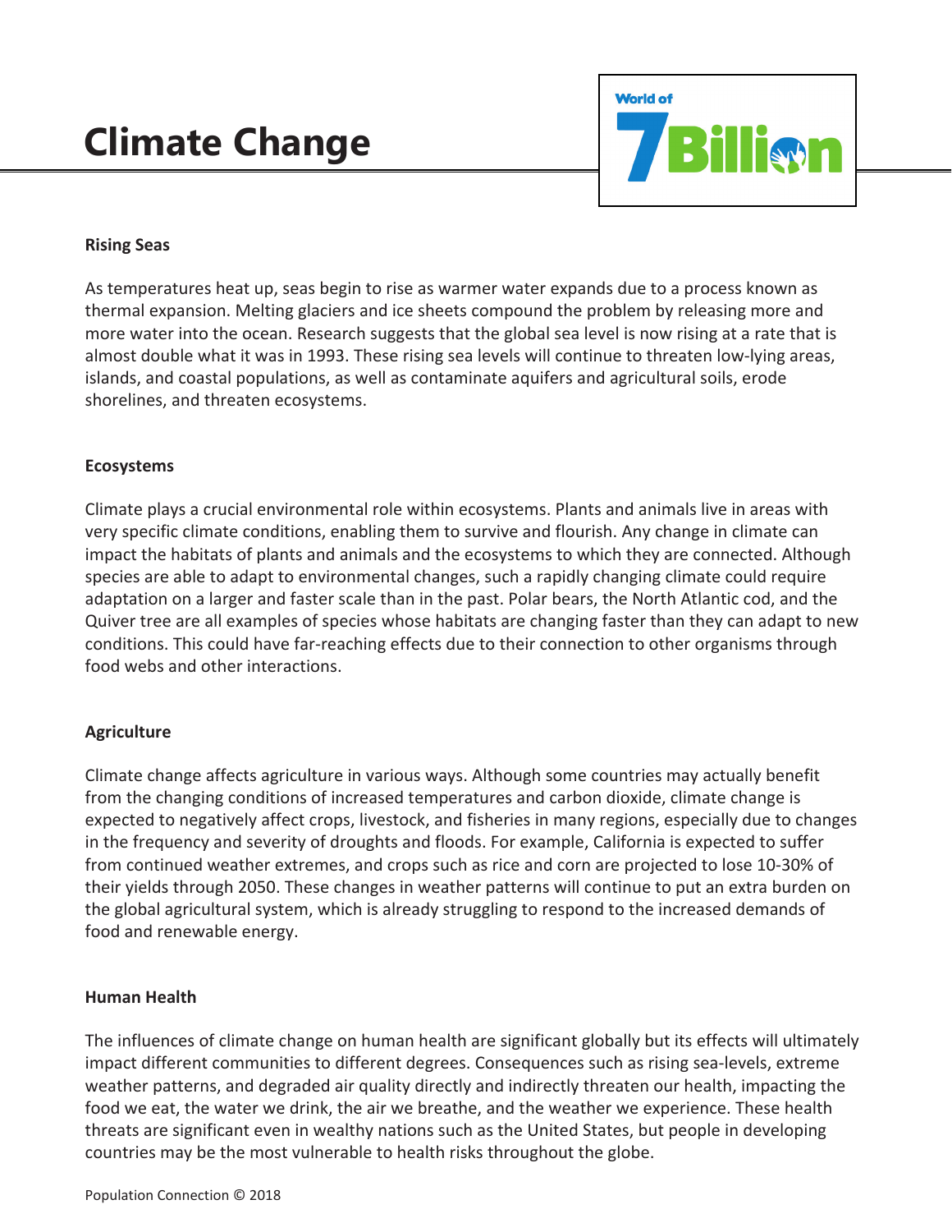# Climate Change

World of 7 Billion

## Rising Seas

As temperatures heat up, seas begin to rise as warmer water expands due to a process known as thermal expansion. Melting glaciers and ice sheets compound the problem by releasing more and more water into the ocean. Research suggests that the global sea level is now rising at a rate that is almost double what it was in 1993. These rising sea levels will continue to threaten low-lying areas, islands, and coastal populations, as well as contaminate aquifers and agricultural soils, erode shorelines, and threaten ecosystems.

## Ecosystems

Climate plays a crucial environmental role within ecosystems. Plants and animals live in areas with very specific climate conditions, enabling them to survive and flourish. Any change in climate can impact the habitats of plants and animals and the ecosystems to which they are connected. Although species are able to adapt to environmental changes, such a rapidly changing climate could require adaptation on a larger and faster scale than in the past. Polar bears, the North Atlantic cod, and the Quiver tree are all examples of species whose habitats are changing faster than they can adapt to new conditions. This could have far-reaching effects due to their connection to other organisms through food webs and other interactions.

## Agriculture

Climate change affects agriculture in various ways. Although some countries may actually benefit from the changing conditions of increased temperatures and carbon dioxide, climate change is expected to negatively affect crops, livestock, and fisheries in many regions, especially due to changes in the frequency and severity of droughts and floods. For example, California is expected to suffer from continued weather extremes, and crops such as rice and corn are projected to lose 10-30% of their yields through 2050. These changes in weather patterns will continue to put an extra burden on the global agricultural system, which is already struggling to respond to the increased demands of food and renewable energy.

## Human Health

The influences of climate change on human health are significant globally but its effects will ultimately impact different communities to different degrees. Consequences such as rising sea-levels, extreme weather patterns, and degraded air quality directly and indirectly threaten our health, impacting the food we eat, the water we drink, the air we breathe, and the weather we experience. These health threats are significant even in wealthy nations such as the United States, but people in developing countries may be the most vulnerable to health risks throughout the globe.

Population Connection © 2018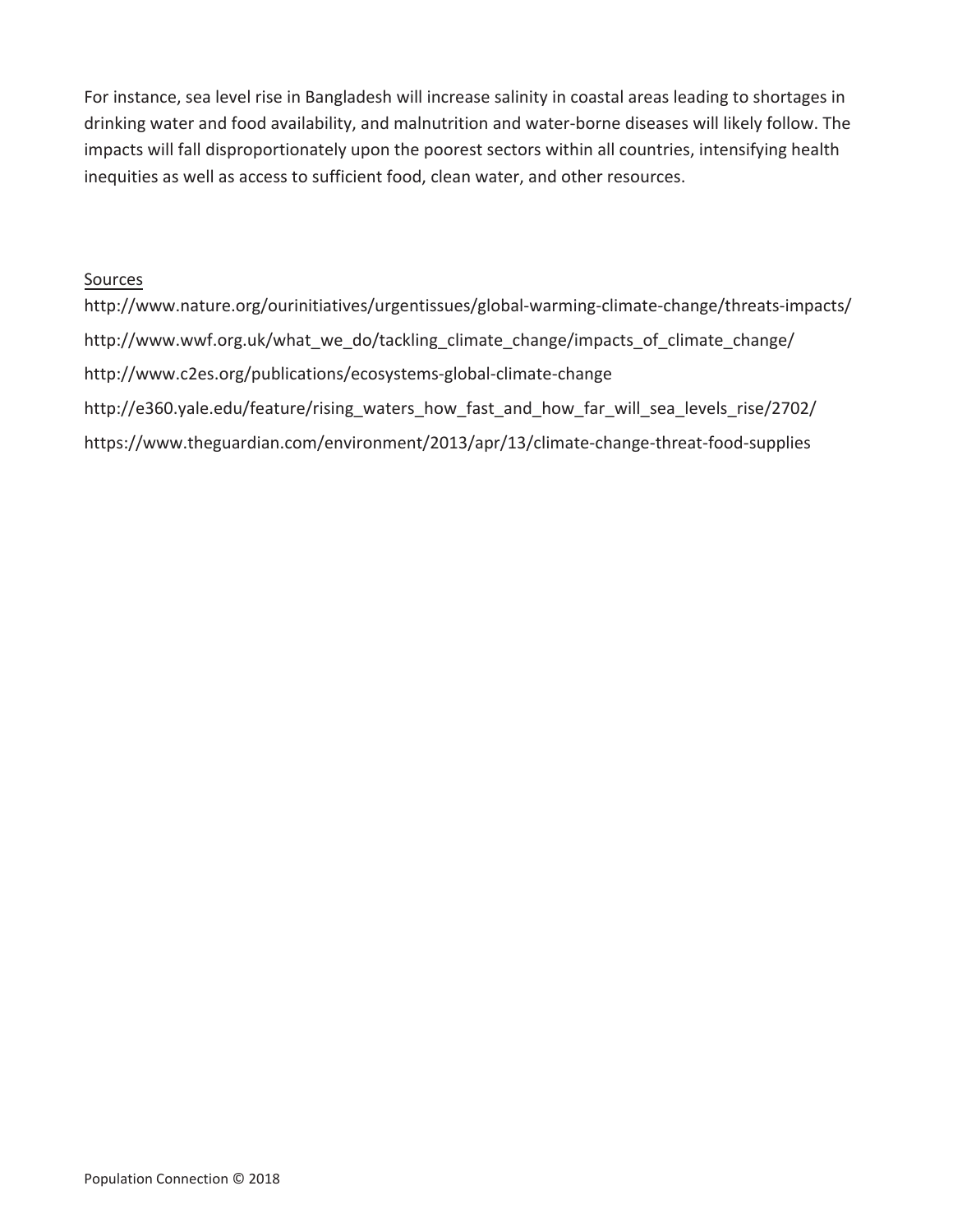For instance, sea level rise in Bangladesh will increase salinity in coastal areas leading to shortages in drinking water and food availability, and malnutrition and water-borne diseases will likely follow. The impacts will fall disproportionately upon the poorest sectors within all countries, intensifying health inequities as well as access to sufficient food, clean water, and other resources.

<u>Sources</u>

http://www.nature.org/ourinitiatives/urgentissues/global-warming-climate-change/threats-impacts/

http://www.wwf.org.uk/what_we_do/tackling_climate_change/impacts_of_climate_change/

http://www.c2es.org/publications/ecosystems-global-climate-change

http://e360.yale.edu/feature/rising_waters_how_fast_and_how_far_will_sea_levels_rise/2702/

https://www.theguardian.com/environment/2013/apr/13/climate-change-threat-food-supplies

Population Connection © 2018